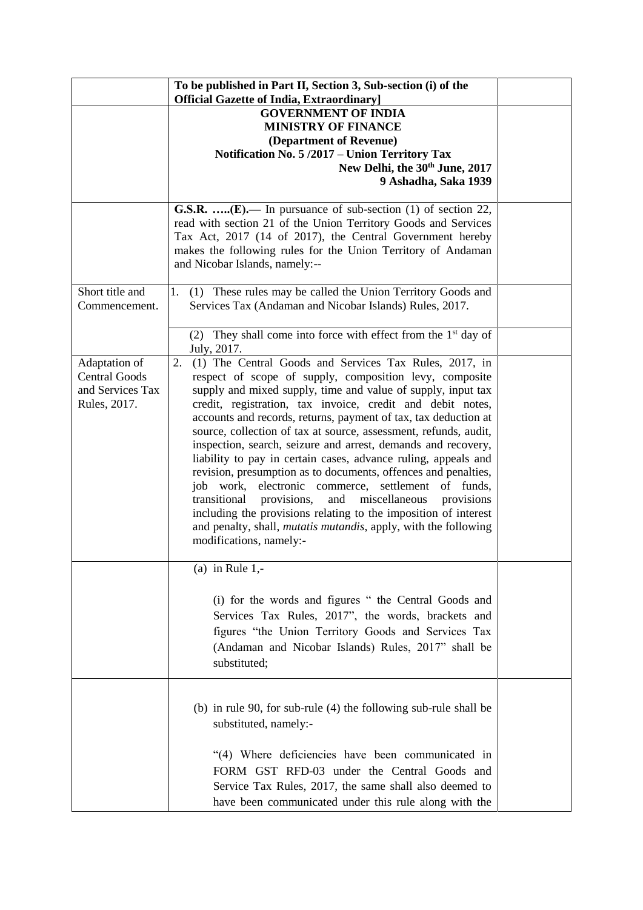| | To be published in Part II, Section 3, Sub-section (i) of the Official Gazette of India, Extraordinary] | |
|---|---|---|
| | **GOVERNMENT OF INDIA**<br>**MINISTRY OF FINANCE**<br>**(Department of Revenue)**<br>**Notification No. 5 /2017 – Union Territory Tax**<br>**New Delhi, the 30th June, 2017**<br>**9 Ashadha, Saka 1939** | |
| | **G.S.R. …..(E).—** In pursuance of sub-section (1) of section 22, read with section 21 of the Union Territory Goods and Services Tax Act, 2017 (14 of 2017), the Central Government hereby makes the following rules for the Union Territory of Andaman and Nicobar Islands, namely:-- | |
| Short title and Commencement. | 1. (1) These rules may be called the Union Territory Goods and Services Tax (Andaman and Nicobar Islands) Rules, 2017. | |
| | (2) They shall come into force with effect from the 1st day of July, 2017. | |
| Adaptation of Central Goods and Services Tax Rules, 2017. | 2. (1) The Central Goods and Services Tax Rules, 2017, in respect of scope of supply, composition levy, composite supply and mixed supply, time and value of supply, input tax credit, registration, tax invoice, credit and debit notes, accounts and records, returns, payment of tax, tax deduction at source, collection of tax at source, assessment, refunds, audit, inspection, search, seizure and arrest, demands and recovery, liability to pay in certain cases, advance ruling, appeals and revision, presumption as to documents, offences and penalties, job work, electronic commerce, settlement of funds, transitional provisions, and miscellaneous provisions including the provisions relating to the imposition of interest and penalty, shall, *mutatis mutandis*, apply, with the following modifications, namely:- | |
| | (a) in Rule 1,-<br><br>(i) for the words and figures " the Central Goods and Services Tax Rules, 2017", the words, brackets and figures "the Union Territory Goods and Services Tax (Andaman and Nicobar Islands) Rules, 2017" shall be substituted; | |
| | (b) in rule 90, for sub-rule (4) the following sub-rule shall be substituted, namely:-<br><br>"(4) Where deficiencies have been communicated in FORM GST RFD-03 under the Central Goods and Service Tax Rules, 2017, the same shall also deemed to have been communicated under this rule along with the | |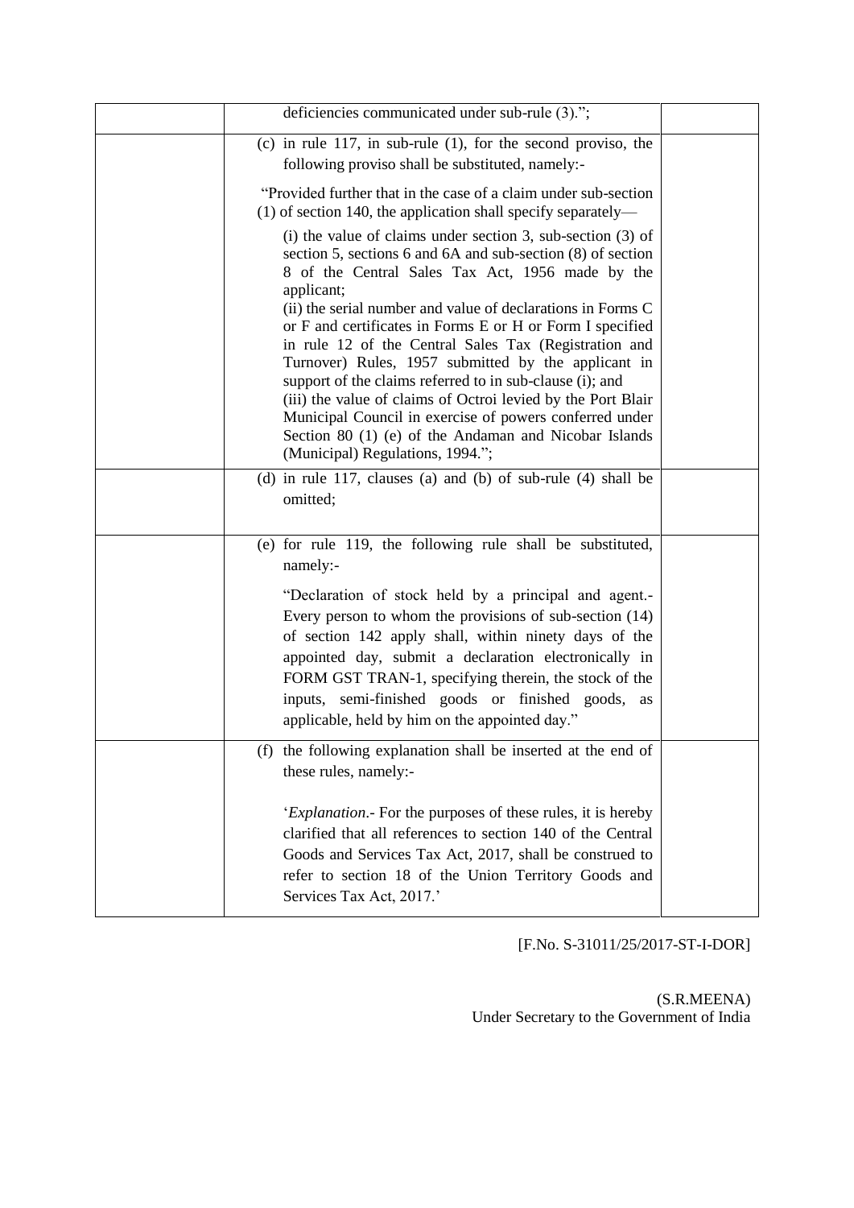| | | |
|---|---|---|
| | deficiencies communicated under sub-rule (3).”; | |
| | (c) in rule 117, in sub-rule (1), for the second proviso, the following proviso shall be substituted, namely:-<br><br>“Provided further that in the case of a claim under sub-section (1) of section 140, the application shall specify separately—<br><br>(i) the value of claims under section 3, sub-section (3) of section 5, sections 6 and 6A and sub-section (8) of section 8 of the Central Sales Tax Act, 1956 made by the applicant;<br>(ii) the serial number and value of declarations in Forms C or F and certificates in Forms E or H or Form I specified in rule 12 of the Central Sales Tax (Registration and Turnover) Rules, 1957 submitted by the applicant in support of the claims referred to in sub-clause (i); and<br>(iii) the value of claims of Octroi levied by the Port Blair Municipal Council in exercise of powers conferred under Section 80 (1) (e) of the Andaman and Nicobar Islands (Municipal) Regulations, 1994.”; | |
| | (d) in rule 117, clauses (a) and (b) of sub-rule (4) shall be omitted; | |
| | (e) for rule 119, the following rule shall be substituted, namely:-<br><br>“Declaration of stock held by a principal and agent.- Every person to whom the provisions of sub-section (14) of section 142 apply shall, within ninety days of the appointed day, submit a declaration electronically in FORM GST TRAN-1, specifying therein, the stock of the inputs, semi-finished goods or finished goods, as applicable, held by him on the appointed day.” | |
| | (f) the following explanation shall be inserted at the end of these rules, namely:-<br><br>‘*Explanation*.- For the purposes of these rules, it is hereby clarified that all references to section 140 of the Central Goods and Services Tax Act, 2017, shall be construed to refer to section 18 of the Union Territory Goods and Services Tax Act, 2017.’ | |

[F.No. S-31011/25/2017-ST-I-DOR]

(S.R.MEENA)
Under Secretary to the Government of India